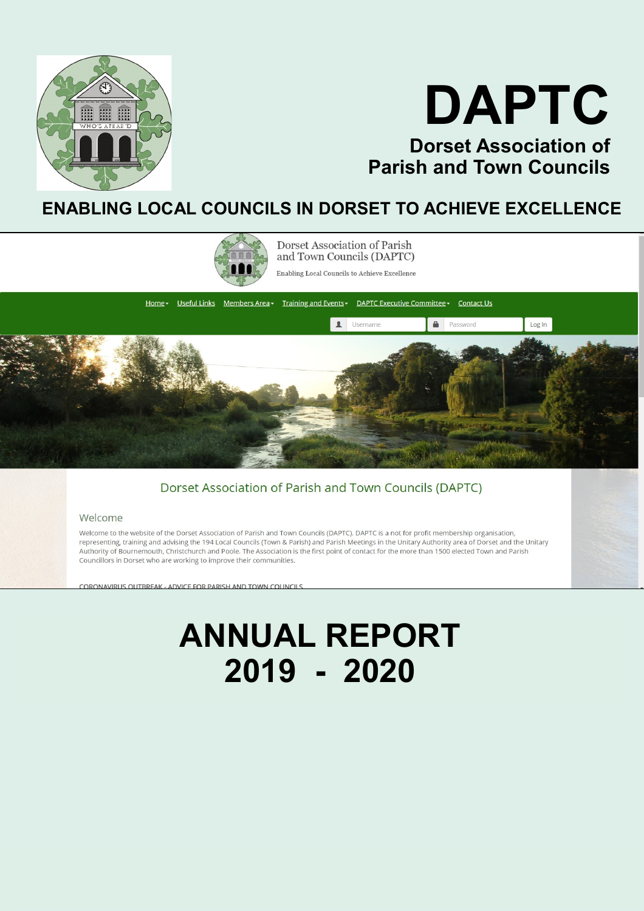# DAPTC

## Dorset Association of Parish and Town Councils

## ENABLING LOCAL COUNCILS IN DORSET TO ACHIEVE EXCELLENCE

Dorset Association of Parish and Town Councils (DAPTC)

Enabling Local Councils to Achieve Excellence

Home▾ Useful Links Members Area▾ Training and Events▾ DAPTC Executive Committee▾ Contact Us

Username Password Log In

Dorset Association of Parish and Town Councils (DAPTC)

Welcome

Welcome to the website of the Dorset Association of Parish and Town Councils (DAPTC). DAPTC is a not for profit membership organisation, representing, training and advising the 194 Local Councils (Town & Parish) and Parish Meetings in the Unitary Authority area of Dorset and the Unitary Authority of Bournemouth, Christchurch and Poole. The Association is the first point of contact for the more than 1500 elected Town and Parish Councillors in Dorset who are working to improve their communities.

CORONAVIRUS OUTBREAK - ADVICE FOR PARISH AND TOWN COUNCILS

# ANNUAL REPORT 2019 - 2020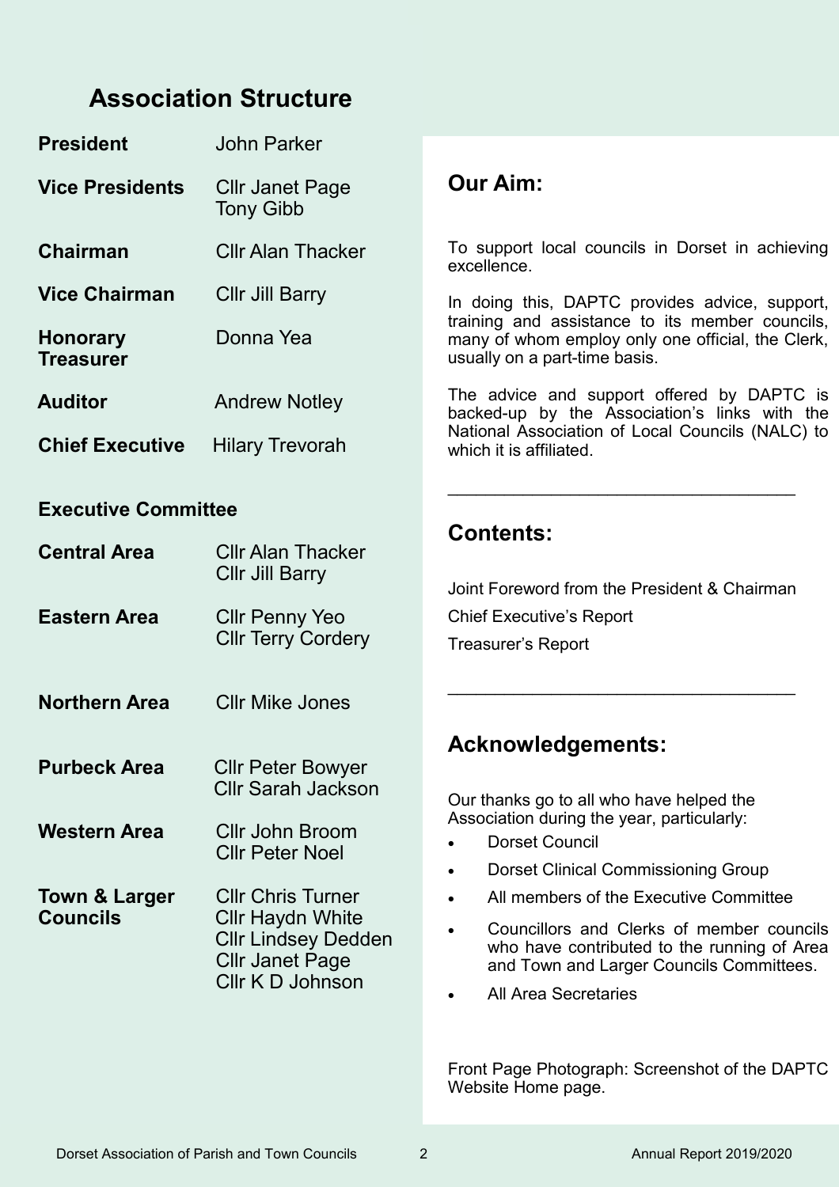## Association Structure

| | |
|---|---|
| **President** | John Parker |
| **Vice Presidents** | Cllr Janet Page<br>Tony Gibb |
| **Chairman** | Cllr Alan Thacker |
| **Vice Chairman** | Cllr Jill Barry |
| **Honorary Treasurer** | Donna Yea |
| **Auditor** | Andrew Notley |
| **Chief Executive** | Hilary Trevorah |

### Executive Committee

| | |
|---|---|
| **Central Area** | Cllr Alan Thacker<br>Cllr Jill Barry |
| **Eastern Area** | Cllr Penny Yeo<br>Cllr Terry Cordery |
| **Northern Area** | Cllr Mike Jones |
| **Purbeck Area** | Cllr Peter Bowyer<br>Cllr Sarah Jackson |
| **Western Area** | Cllr John Broom<br>Cllr Peter Noel |
| **Town & Larger Councils** | Cllr Chris Turner<br>Cllr Haydn White<br>Cllr Lindsey Dedden<br>Cllr Janet Page<br>Cllr K D Johnson |

## Our Aim:

To support local councils in Dorset in achieving excellence.

In doing this, DAPTC provides advice, support, training and assistance to its member councils, many of whom employ only one official, the Clerk, usually on a part-time basis.

The advice and support offered by DAPTC is backed-up by the Association's links with the National Association of Local Councils (NALC) to which it is affiliated.

---

## Contents:

Joint Foreword from the President & Chairman

Chief Executive's Report

Treasurer's Report

---

## Acknowledgements:

Our thanks go to all who have helped the Association during the year, particularly:

- Dorset Council
- Dorset Clinical Commissioning Group
- All members of the Executive Committee
- Councillors and Clerks of member councils who have contributed to the running of Area and Town and Larger Councils Committees.
- All Area Secretaries

Front Page Photograph: Screenshot of the DAPTC Website Home page.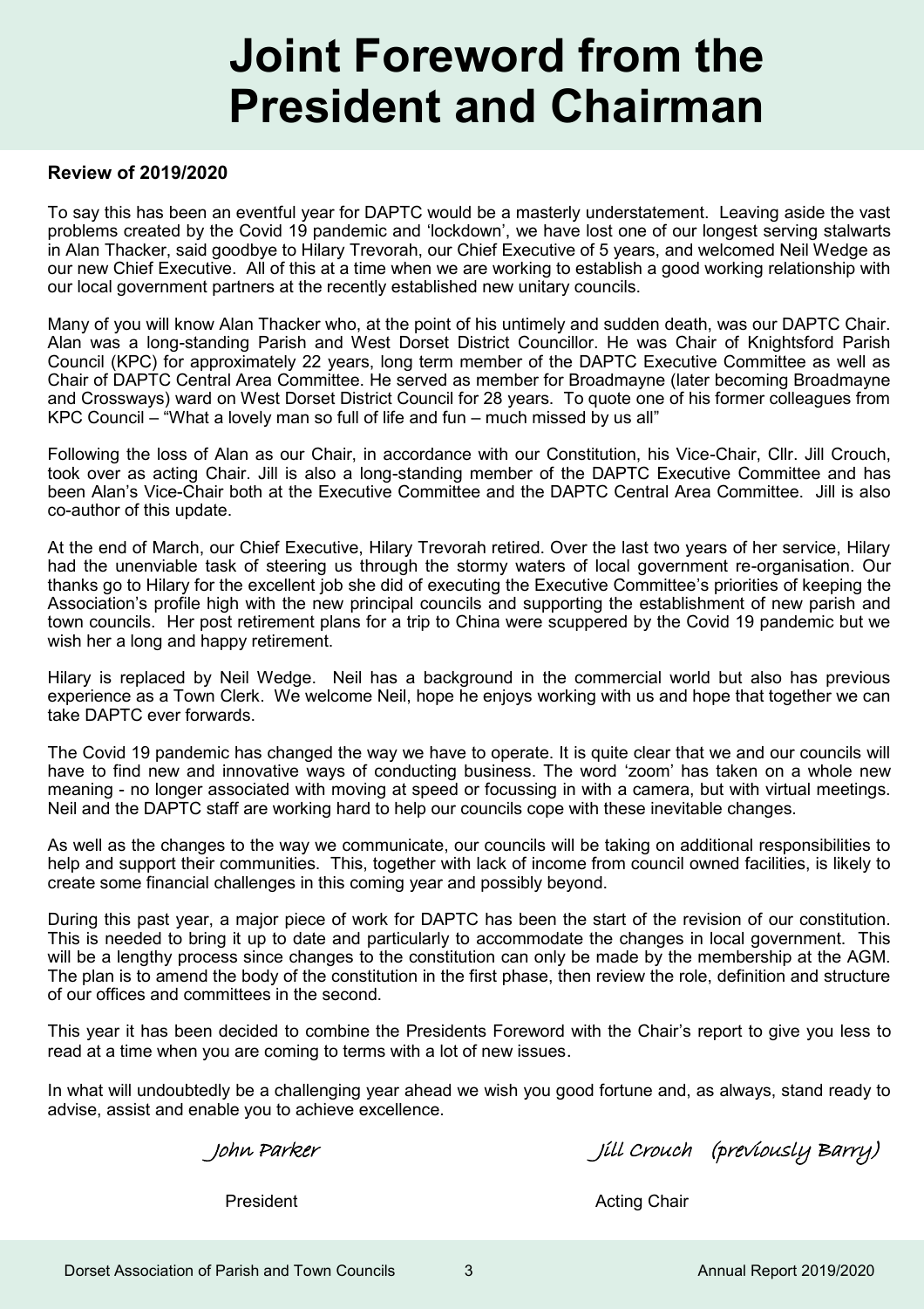# Joint Foreword from the President and Chairman

**Review of 2019/2020**

To say this has been an eventful year for DAPTC would be a masterly understatement. Leaving aside the vast problems created by the Covid 19 pandemic and 'lockdown', we have lost one of our longest serving stalwarts in Alan Thacker, said goodbye to Hilary Trevorah, our Chief Executive of 5 years, and welcomed Neil Wedge as our new Chief Executive. All of this at a time when we are working to establish a good working relationship with our local government partners at the recently established new unitary councils.

Many of you will know Alan Thacker who, at the point of his untimely and sudden death, was our DAPTC Chair. Alan was a long-standing Parish and West Dorset District Councillor. He was Chair of Knightsford Parish Council (KPC) for approximately 22 years, long term member of the DAPTC Executive Committee as well as Chair of DAPTC Central Area Committee. He served as member for Broadmayne (later becoming Broadmayne and Crossways) ward on West Dorset District Council for 28 years. To quote one of his former colleagues from KPC Council – "What a lovely man so full of life and fun – much missed by us all"

Following the loss of Alan as our Chair, in accordance with our Constitution, his Vice-Chair, Cllr. Jill Crouch, took over as acting Chair. Jill is also a long-standing member of the DAPTC Executive Committee and has been Alan's Vice-Chair both at the Executive Committee and the DAPTC Central Area Committee. Jill is also co-author of this update.

At the end of March, our Chief Executive, Hilary Trevorah retired. Over the last two years of her service, Hilary had the unenviable task of steering us through the stormy waters of local government re-organisation. Our thanks go to Hilary for the excellent job she did of executing the Executive Committee's priorities of keeping the Association's profile high with the new principal councils and supporting the establishment of new parish and town councils. Her post retirement plans for a trip to China were scuppered by the Covid 19 pandemic but we wish her a long and happy retirement.

Hilary is replaced by Neil Wedge. Neil has a background in the commercial world but also has previous experience as a Town Clerk. We welcome Neil, hope he enjoys working with us and hope that together we can take DAPTC ever forwards.

The Covid 19 pandemic has changed the way we have to operate. It is quite clear that we and our councils will have to find new and innovative ways of conducting business. The word 'zoom' has taken on a whole new meaning - no longer associated with moving at speed or focussing in with a camera, but with virtual meetings. Neil and the DAPTC staff are working hard to help our councils cope with these inevitable changes.

As well as the changes to the way we communicate, our councils will be taking on additional responsibilities to help and support their communities. This, together with lack of income from council owned facilities, is likely to create some financial challenges in this coming year and possibly beyond.

During this past year, a major piece of work for DAPTC has been the start of the revision of our constitution. This is needed to bring it up to date and particularly to accommodate the changes in local government. This will be a lengthy process since changes to the constitution can only be made by the membership at the AGM. The plan is to amend the body of the constitution in the first phase, then review the role, definition and structure of our offices and committees in the second.

This year it has been decided to combine the Presidents Foreword with the Chair's report to give you less to read at a time when you are coming to terms with a lot of new issues.

In what will undoubtedly be a challenging year ahead we wish you good fortune and, as always, stand ready to advise, assist and enable you to achieve excellence.

*John Parker*
President

*Jill Crouch (previously Barry)*
Acting Chair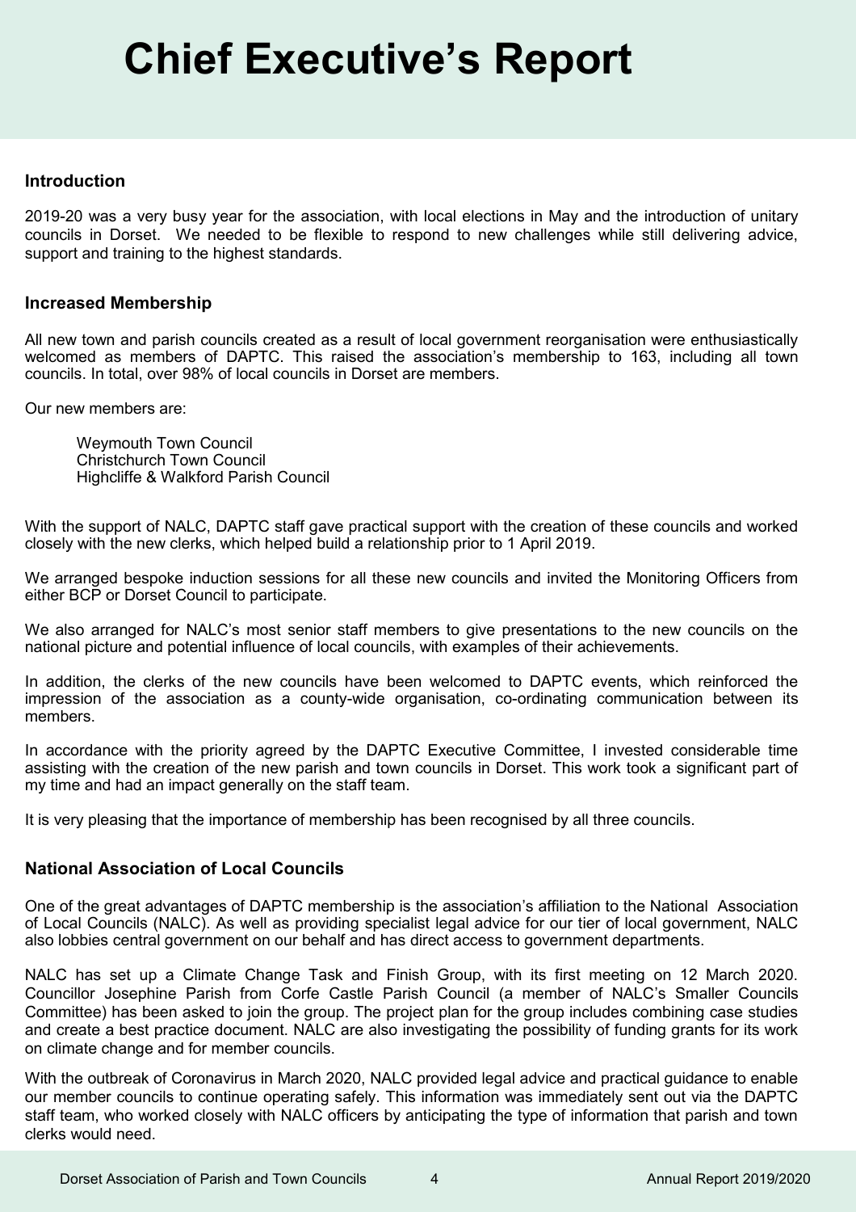# Chief Executive's Report

## Introduction

2019-20 was a very busy year for the association, with local elections in May and the introduction of unitary councils in Dorset. We needed to be flexible to respond to new challenges while still delivering advice, support and training to the highest standards.

## Increased Membership

All new town and parish councils created as a result of local government reorganisation were enthusiastically welcomed as members of DAPTC. This raised the association's membership to 163, including all town councils. In total, over 98% of local councils in Dorset are members.

Our new members are:

Weymouth Town Council
Christchurch Town Council
Highcliffe & Walkford Parish Council

With the support of NALC, DAPTC staff gave practical support with the creation of these councils and worked closely with the new clerks, which helped build a relationship prior to 1 April 2019.

We arranged bespoke induction sessions for all these new councils and invited the Monitoring Officers from either BCP or Dorset Council to participate.

We also arranged for NALC's most senior staff members to give presentations to the new councils on the national picture and potential influence of local councils, with examples of their achievements.

In addition, the clerks of the new councils have been welcomed to DAPTC events, which reinforced the impression of the association as a county-wide organisation, co-ordinating communication between its members.

In accordance with the priority agreed by the DAPTC Executive Committee, I invested considerable time assisting with the creation of the new parish and town councils in Dorset. This work took a significant part of my time and had an impact generally on the staff team.

It is very pleasing that the importance of membership has been recognised by all three councils.

## National Association of Local Councils

One of the great advantages of DAPTC membership is the association's affiliation to the National Association of Local Councils (NALC). As well as providing specialist legal advice for our tier of local government, NALC also lobbies central government on our behalf and has direct access to government departments.

NALC has set up a Climate Change Task and Finish Group, with its first meeting on 12 March 2020. Councillor Josephine Parish from Corfe Castle Parish Council (a member of NALC's Smaller Councils Committee) has been asked to join the group. The project plan for the group includes combining case studies and create a best practice document. NALC are also investigating the possibility of funding grants for its work on climate change and for member councils.

With the outbreak of Coronavirus in March 2020, NALC provided legal advice and practical guidance to enable our member councils to continue operating safely. This information was immediately sent out via the DAPTC staff team, who worked closely with NALC officers by anticipating the type of information that parish and town clerks would need.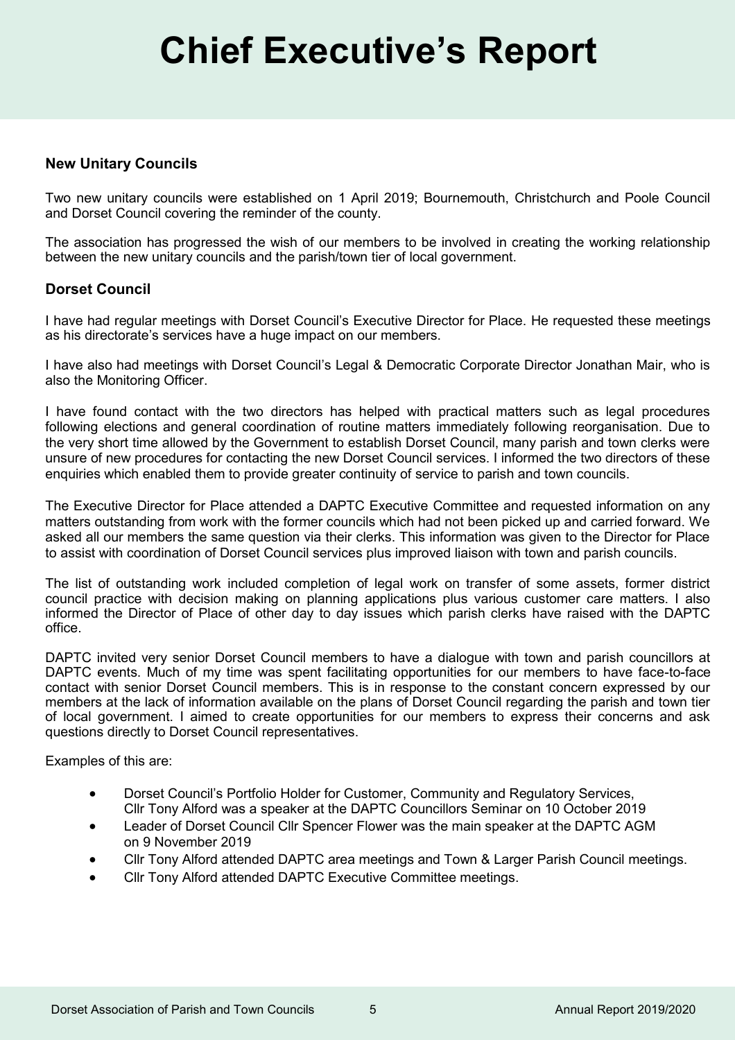# Chief Executive's Report

## New Unitary Councils

Two new unitary councils were established on 1 April 2019; Bournemouth, Christchurch and Poole Council and Dorset Council covering the reminder of the county.

The association has progressed the wish of our members to be involved in creating the working relationship between the new unitary councils and the parish/town tier of local government.

## Dorset Council

I have had regular meetings with Dorset Council's Executive Director for Place. He requested these meetings as his directorate's services have a huge impact on our members.

I have also had meetings with Dorset Council's Legal & Democratic Corporate Director Jonathan Mair, who is also the Monitoring Officer.

I have found contact with the two directors has helped with practical matters such as legal procedures following elections and general coordination of routine matters immediately following reorganisation. Due to the very short time allowed by the Government to establish Dorset Council, many parish and town clerks were unsure of new procedures for contacting the new Dorset Council services. I informed the two directors of these enquiries which enabled them to provide greater continuity of service to parish and town councils.

The Executive Director for Place attended a DAPTC Executive Committee and requested information on any matters outstanding from work with the former councils which had not been picked up and carried forward. We asked all our members the same question via their clerks. This information was given to the Director for Place to assist with coordination of Dorset Council services plus improved liaison with town and parish councils.

The list of outstanding work included completion of legal work on transfer of some assets, former district council practice with decision making on planning applications plus various customer care matters. I also informed the Director of Place of other day to day issues which parish clerks have raised with the DAPTC office.

DAPTC invited very senior Dorset Council members to have a dialogue with town and parish councillors at DAPTC events. Much of my time was spent facilitating opportunities for our members to have face-to-face contact with senior Dorset Council members. This is in response to the constant concern expressed by our members at the lack of information available on the plans of Dorset Council regarding the parish and town tier of local government. I aimed to create opportunities for our members to express their concerns and ask questions directly to Dorset Council representatives.

Examples of this are:

- Dorset Council's Portfolio Holder for Customer, Community and Regulatory Services, Cllr Tony Alford was a speaker at the DAPTC Councillors Seminar on 10 October 2019
- Leader of Dorset Council Cllr Spencer Flower was the main speaker at the DAPTC AGM on 9 November 2019
- Cllr Tony Alford attended DAPTC area meetings and Town & Larger Parish Council meetings.
- Cllr Tony Alford attended DAPTC Executive Committee meetings.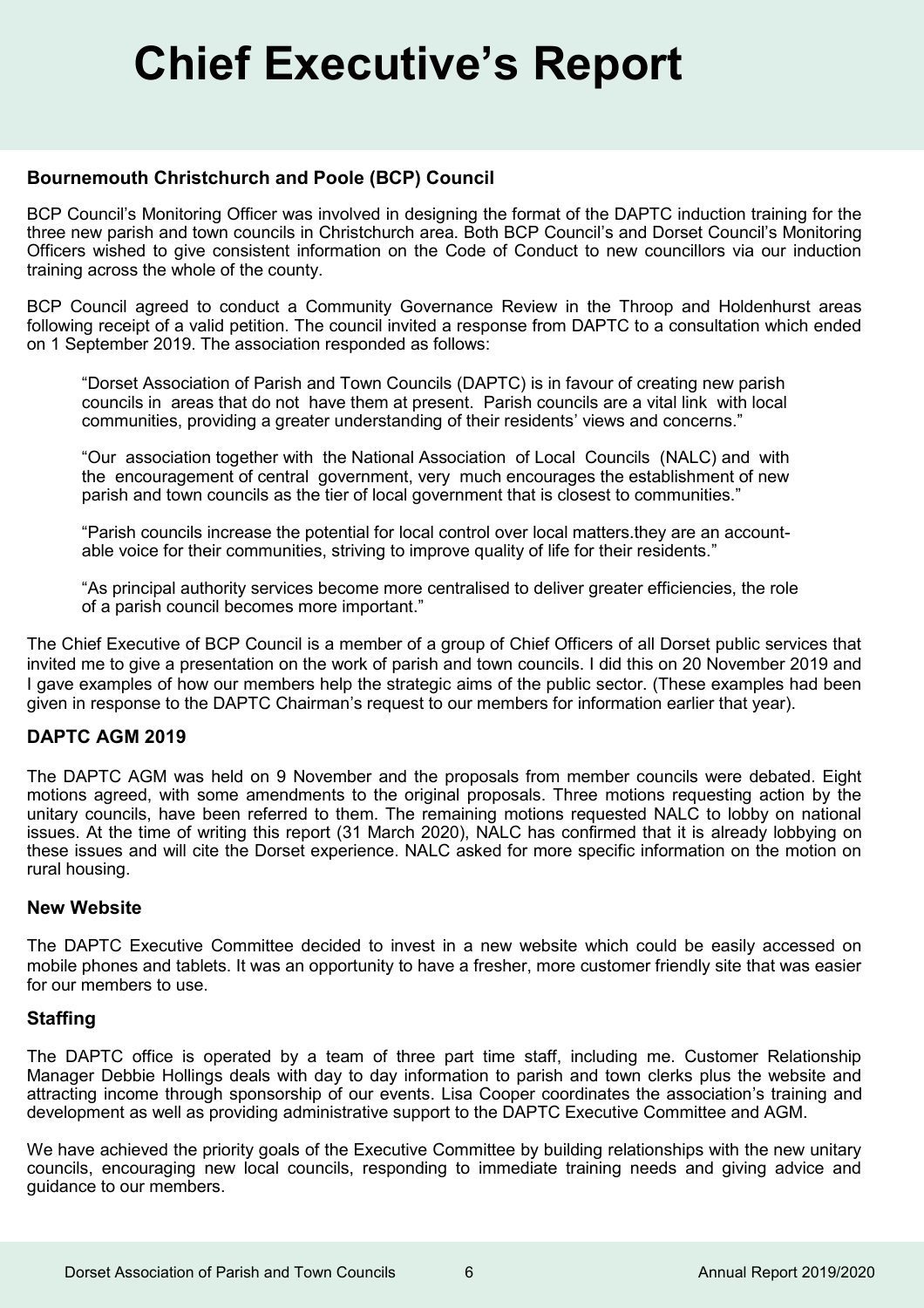# Chief Executive's Report

### Bournemouth Christchurch and Poole (BCP) Council

BCP Council's Monitoring Officer was involved in designing the format of the DAPTC induction training for the three new parish and town councils in Christchurch area. Both BCP Council's and Dorset Council's Monitoring Officers wished to give consistent information on the Code of Conduct to new councillors via our induction training across the whole of the county.

BCP Council agreed to conduct a Community Governance Review in the Throop and Holdenhurst areas following receipt of a valid petition. The council invited a response from DAPTC to a consultation which ended on 1 September 2019. The association responded as follows:

> "Dorset Association of Parish and Town Councils (DAPTC) is in favour of creating new parish councils in areas that do not have them at present. Parish councils are a vital link with local communities, providing a greater understanding of their residents' views and concerns."
>
> "Our association together with the National Association of Local Councils (NALC) and with the encouragement of central government, very much encourages the establishment of new parish and town councils as the tier of local government that is closest to communities."
>
> "Parish councils increase the potential for local control over local matters.they are an accountable voice for their communities, striving to improve quality of life for their residents."
>
> "As principal authority services become more centralised to deliver greater efficiencies, the role of a parish council becomes more important."

The Chief Executive of BCP Council is a member of a group of Chief Officers of all Dorset public services that invited me to give a presentation on the work of parish and town councils. I did this on 20 November 2019 and I gave examples of how our members help the strategic aims of the public sector. (These examples had been given in response to the DAPTC Chairman's request to our members for information earlier that year).

### DAPTC AGM 2019

The DAPTC AGM was held on 9 November and the proposals from member councils were debated. Eight motions agreed, with some amendments to the original proposals. Three motions requesting action by the unitary councils, have been referred to them. The remaining motions requested NALC to lobby on national issues. At the time of writing this report (31 March 2020), NALC has confirmed that it is already lobbying on these issues and will cite the Dorset experience. NALC asked for more specific information on the motion on rural housing.

### New Website

The DAPTC Executive Committee decided to invest in a new website which could be easily accessed on mobile phones and tablets. It was an opportunity to have a fresher, more customer friendly site that was easier for our members to use.

### Staffing

The DAPTC office is operated by a team of three part time staff, including me. Customer Relationship Manager Debbie Hollings deals with day to day information to parish and town clerks plus the website and attracting income through sponsorship of our events. Lisa Cooper coordinates the association's training and development as well as providing administrative support to the DAPTC Executive Committee and AGM.

We have achieved the priority goals of the Executive Committee by building relationships with the new unitary councils, encouraging new local councils, responding to immediate training needs and giving advice and guidance to our members.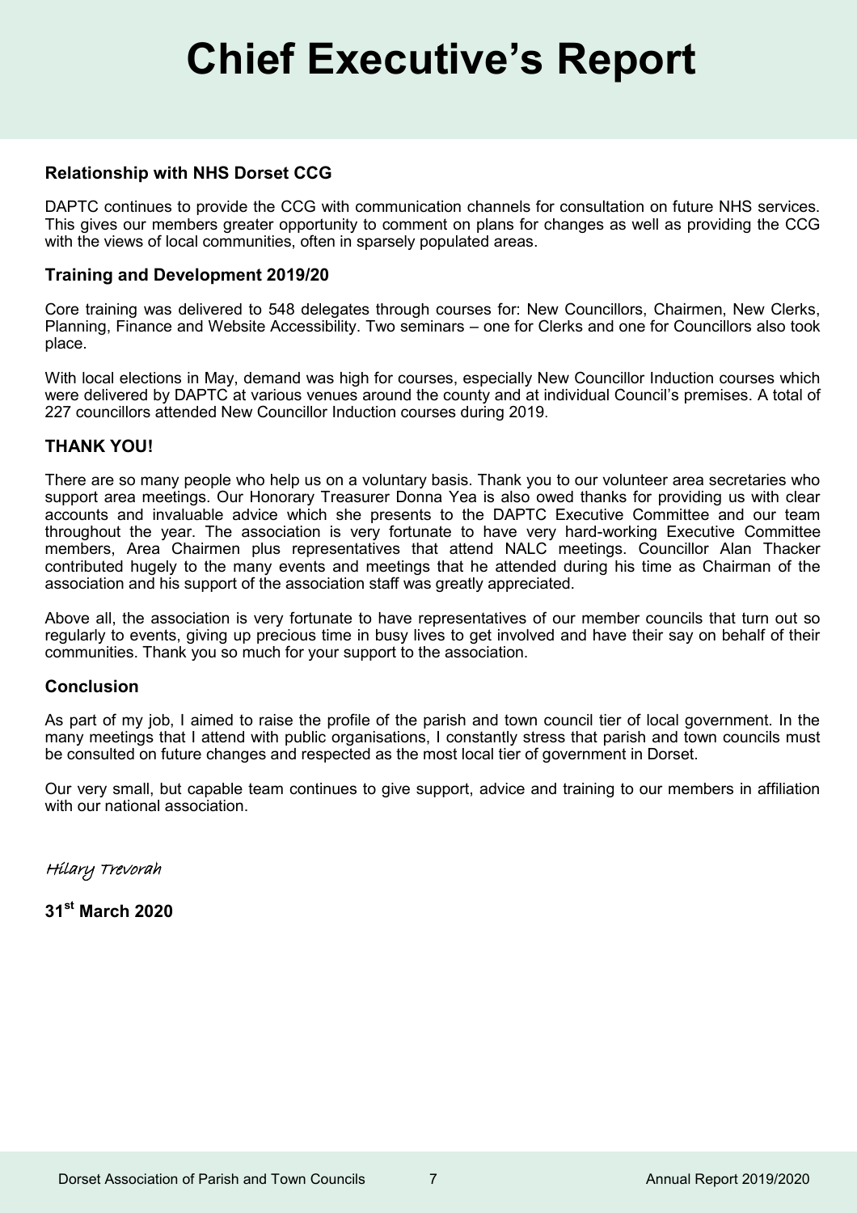# Chief Executive's Report

### Relationship with NHS Dorset CCG

DAPTC continues to provide the CCG with communication channels for consultation on future NHS services. This gives our members greater opportunity to comment on plans for changes as well as providing the CCG with the views of local communities, often in sparsely populated areas.

### Training and Development 2019/20

Core training was delivered to 548 delegates through courses for: New Councillors, Chairmen, New Clerks, Planning, Finance and Website Accessibility. Two seminars – one for Clerks and one for Councillors also took place.

With local elections in May, demand was high for courses, especially New Councillor Induction courses which were delivered by DAPTC at various venues around the county and at individual Council's premises. A total of 227 councillors attended New Councillor Induction courses during 2019.

### THANK YOU!

There are so many people who help us on a voluntary basis. Thank you to our volunteer area secretaries who support area meetings. Our Honorary Treasurer Donna Yea is also owed thanks for providing us with clear accounts and invaluable advice which she presents to the DAPTC Executive Committee and our team throughout the year. The association is very fortunate to have very hard-working Executive Committee members, Area Chairmen plus representatives that attend NALC meetings. Councillor Alan Thacker contributed hugely to the many events and meetings that he attended during his time as Chairman of the association and his support of the association staff was greatly appreciated.

Above all, the association is very fortunate to have representatives of our member councils that turn out so regularly to events, giving up precious time in busy lives to get involved and have their say on behalf of their communities. Thank you so much for your support to the association.

### Conclusion

As part of my job, I aimed to raise the profile of the parish and town council tier of local government. In the many meetings that I attend with public organisations, I constantly stress that parish and town councils must be consulted on future changes and respected as the most local tier of government in Dorset.

Our very small, but capable team continues to give support, advice and training to our members in affiliation with our national association.

*Hilary Trevorah*

**31st March 2020**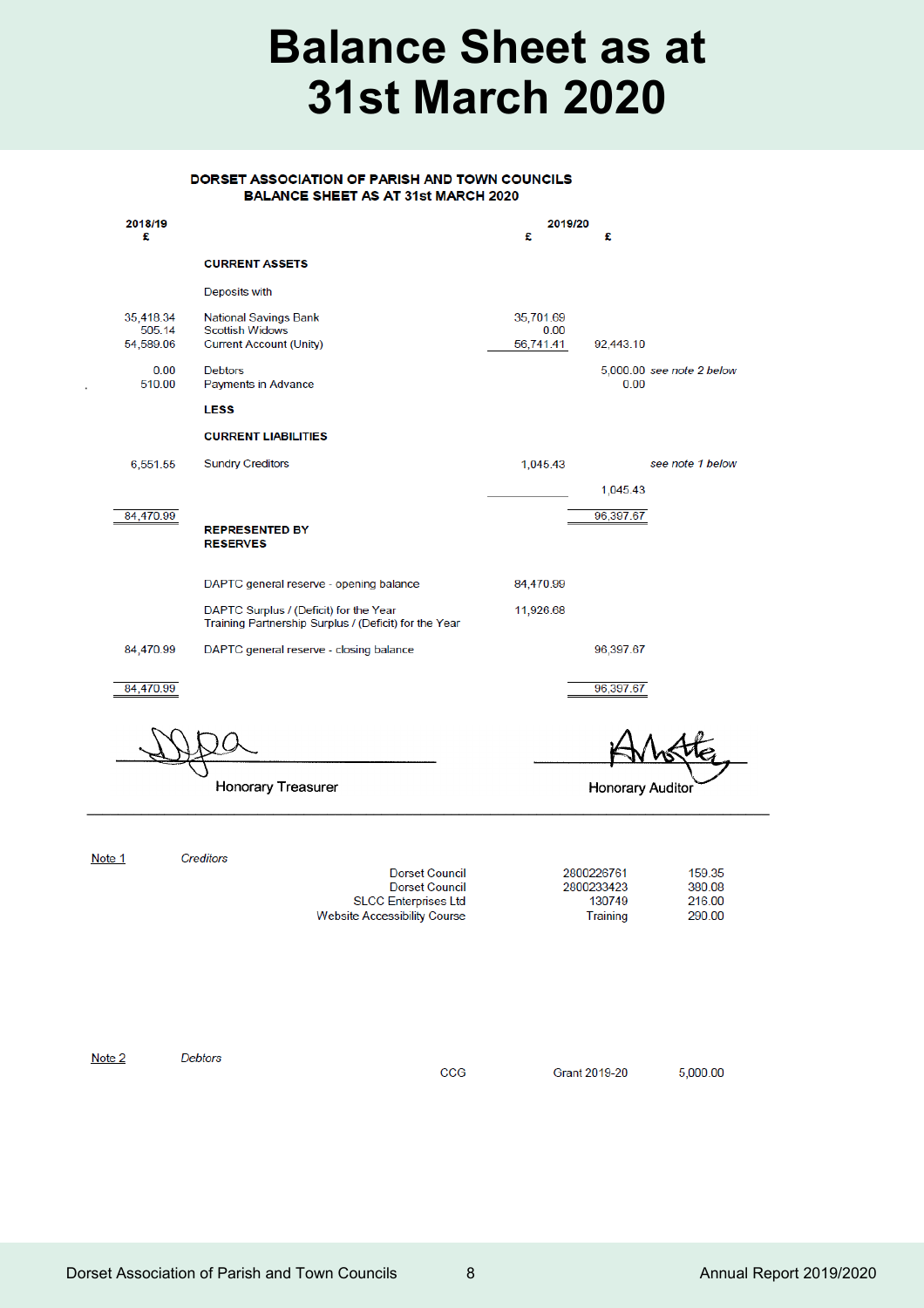# Balance Sheet as at 31st March 2020

**DORSET ASSOCIATION OF PARISH AND TOWN COUNCILS**
**BALANCE SHEET AS AT 31st MARCH 2020**

| 2018/19 £ | | 2019/20 £ | £ | |
|---|---|---|---|---|
| | **CURRENT ASSETS** | | | |
| | Deposits with | | | |
| 35,418.34 | National Savings Bank | 35,701.69 | | |
| 505.14 | Scottish Widows | 0.00 | | |
| 54,589.06 | Current Account (Unity) | 56,741.41 | 92,443.10 | |
| 0.00 | Debtors | | 5,000.00 | *see note 2 below* |
| 510.00 | Payments in Advance | | 0.00 | |
| | **LESS** | | | |
| | **CURRENT LIABILITIES** | | | |
| 6,551.55 | Sundry Creditors | 1,045.43 | | *see note 1 below* |
| | | | 1,045.43 | |
| 84,470.99 | | | 96,397.67 | |
| | **REPRESENTED BY RESERVES** | | | |
| | DAPTC general reserve - opening balance | 84,470.99 | | |
| | DAPTC Surplus / (Deficit) for the Year | 11,926.68 | | |
| | Training Partnership Surplus / (Deficit) for the Year | | | |
| 84,470.99 | DAPTC general reserve - closing balance | | 96,397.67 | |
| 84,470.99 | | | 96,397.67 | |

Honorary Treasurer

Honorary Auditor

---

Note 1 — *Creditors*

| | | |
|---|---|---|
| Dorset Council | 2800226761 | 159.35 |
| Dorset Council | 2800233423 | 380.08 |
| SLCC Enterprises Ltd | 130749 | 216.00 |
| Website Accessibility Course | Training | 290.00 |

Note 2 — *Debtors*

| | | |
|---|---|---|
| CCG | Grant 2019-20 | 5,000.00 |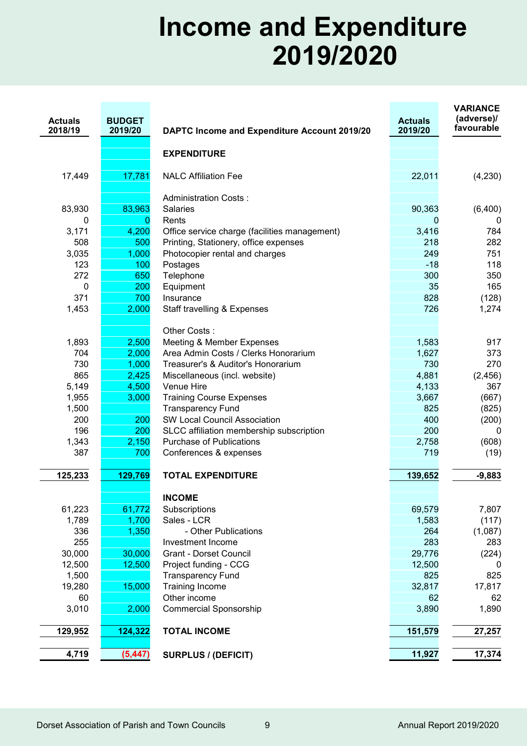# Income and Expenditure 2019/2020

| Actuals 2018/19 | BUDGET 2019/20 | DAPTC Income and Expenditure Account 2019/20 | Actuals 2019/20 | VARIANCE (adverse)/ favourable |
|---:|---:|---|---:|---:|
| | | **EXPENDITURE** | | |
| 17,449 | 17,781 | NALC Affiliation Fee | 22,011 | (4,230) |
| | | Administration Costs : | | |
| 83,930 | 83,963 | Salaries | 90,363 | (6,400) |
| 0 | 0 | Rents | 0 | 0 |
| 3,171 | 4,200 | Office service charge (facilities management) | 3,416 | 784 |
| 508 | 500 | Printing, Stationery, office expenses | 218 | 282 |
| 3,035 | 1,000 | Photocopier rental and charges | 249 | 751 |
| 123 | 100 | Postages | -18 | 118 |
| 272 | 650 | Telephone | 300 | 350 |
| 0 | 200 | Equipment | 35 | 165 |
| 371 | 700 | Insurance | 828 | (128) |
| 1,453 | 2,000 | Staff travelling & Expenses | 726 | 1,274 |
| | | Other Costs : | | |
| 1,893 | 2,500 | Meeting & Member Expenses | 1,583 | 917 |
| 704 | 2,000 | Area Admin Costs / Clerks Honorarium | 1,627 | 373 |
| 730 | 1,000 | Treasurer's & Auditor's Honorarium | 730 | 270 |
| 865 | 2,425 | Miscellaneous (incl. website) | 4,881 | (2,456) |
| 5,149 | 4,500 | Venue Hire | 4,133 | 367 |
| 1,955 | 3,000 | Training Course Expenses | 3,667 | (667) |
| 1,500 | | Transparency Fund | 825 | (825) |
| 200 | 200 | SW Local Council Association | 400 | (200) |
| 196 | 200 | SLCC affiliation membership subscription | 200 | 0 |
| 1,343 | 2,150 | Purchase of Publications | 2,758 | (608) |
| 387 | 700 | Conferences & expenses | 719 | (19) |
| **125,233** | **129,769** | **TOTAL EXPENDITURE** | **139,652** | **-9,883** |
| | | **INCOME** | | |
| 61,223 | 61,772 | Subscriptions | 69,579 | 7,807 |
| 1,789 | 1,700 | Sales - LCR | 1,583 | (117) |
| 336 | 1,350 | - Other Publications | 264 | (1,087) |
| 255 | | Investment Income | 283 | 283 |
| 30,000 | 30,000 | Grant - Dorset Council | 29,776 | (224) |
| 12,500 | 12,500 | Project funding - CCG | 12,500 | 0 |
| 1,500 | | Transparency Fund | 825 | 825 |
| 19,280 | 15,000 | Training Income | 32,817 | 17,817 |
| 60 | | Other income | 62 | 62 |
| 3,010 | 2,000 | Commercial Sponsorship | 3,890 | 1,890 |
| **129,952** | **124,322** | **TOTAL INCOME** | **151,579** | **27,257** |
| **4,719** | **(5,447)** | **SURPLUS / (DEFICIT)** | **11,927** | **17,374** |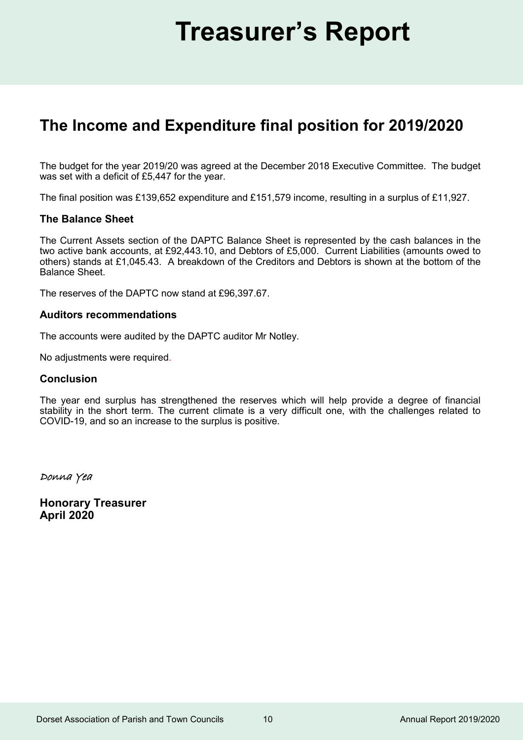# Treasurer's Report

## The Income and Expenditure final position for 2019/2020

The budget for the year 2019/20 was agreed at the December 2018 Executive Committee. The budget was set with a deficit of £5,447 for the year.

The final position was £139,652 expenditure and £151,579 income, resulting in a surplus of £11,927.

### The Balance Sheet

The Current Assets section of the DAPTC Balance Sheet is represented by the cash balances in the two active bank accounts, at £92,443.10, and Debtors of £5,000. Current Liabilities (amounts owed to others) stands at £1,045.43. A breakdown of the Creditors and Debtors is shown at the bottom of the Balance Sheet.

The reserves of the DAPTC now stand at £96,397.67.

### Auditors recommendations

The accounts were audited by the DAPTC auditor Mr Notley.

No adjustments were required.

### Conclusion

The year end surplus has strengthened the reserves which will help provide a degree of financial stability in the short term. The current climate is a very difficult one, with the challenges related to COVID-19, and so an increase to the surplus is positive.

*Donna Yea*

**Honorary Treasurer**
**April 2020**